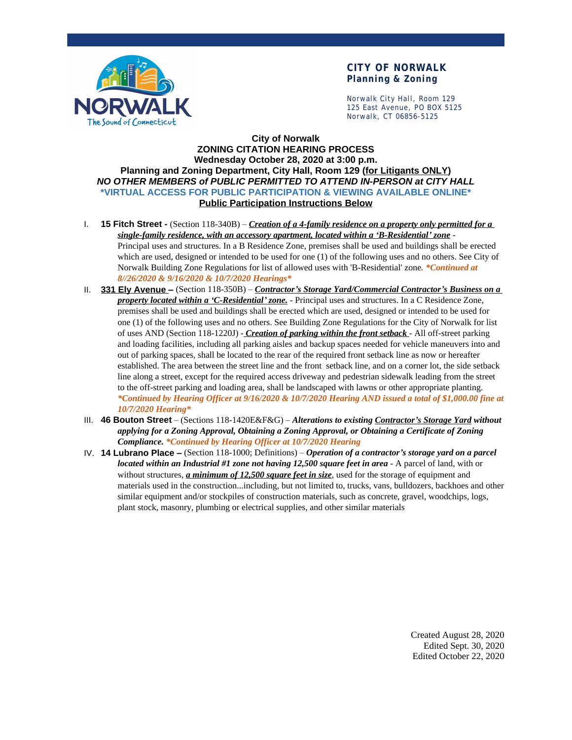**CITY OF NORWALK**
**Planning & Zoning**

Norwalk City Hall, Room 129
125 East Avenue, PO BOX 5125
Norwalk, CT 06856-5125

# City of Norwalk
## ZONING CITATION HEARING PROCESS
### Wednesday October 28, 2020 at 3:00 p.m.
### Planning and Zoning Department, City Hall, Room 129 (for Litigants ONLY)

***NO OTHER MEMBERS of PUBLIC PERMITTED TO ATTEND IN-PERSON at CITY HALL***

**\*VIRTUAL ACCESS FOR PUBLIC PARTICIPATION & VIEWING AVAILABLE ONLINE\***

**Public Participation Instructions Below**

I. **15 Fitch Street -** (Section 118-340B) – ***Creation of a 4-family residence on a property only permitted for a single-family residence, with an accessory apartment, located within a 'B-Residential' zone*** - Principal uses and structures. In a B Residence Zone, premises shall be used and buildings shall be erected which are used, designed or intended to be used for one (1) of the following uses and no others. See City of Norwalk Building Zone Regulations for list of allowed uses with 'B-Residential' zone. ***\*Continued at 8//26/2020 & 9/16/2020 & 10/7/2020 Hearings\****

II. **331 Ely Avenue –** (Section 118-350B) – ***Contractor's Storage Yard/Commercial Contractor's Business on a property located within a 'C-Residential' zone.*** - Principal uses and structures. In a C Residence Zone, premises shall be used and buildings shall be erected which are used, designed or intended to be used for one (1) of the following uses and no others. See Building Zone Regulations for the City of Norwalk for list of uses AND (Section 118-1220J) - ***Creation of parking within the front setback*** - All off-street parking and loading facilities, including all parking aisles and backup spaces needed for vehicle maneuvers into and out of parking spaces, shall be located to the rear of the required front setback line as now or hereafter established. The area between the street line and the front setback line, and on a corner lot, the side setback line along a street, except for the required access driveway and pedestrian sidewalk leading from the street to the off-street parking and loading area, shall be landscaped with lawns or other appropriate planting. ***\*Continued by Hearing Officer at 9/16/2020 & 10/7/2020 Hearing AND issued a total of $1,000.00 fine at 10/7/2020 Hearing\****

III. **46 Bouton Street** – (Sections 118-1420E&F&G) – ***Alterations to existing Contractor's Storage Yard without applying for a Zoning Approval, Obtaining a Zoning Approval, or Obtaining a Certificate of Zoning Compliance.*** ***\*Continued by Hearing Officer at 10/7/2020 Hearing***

IV. **14 Lubrano Place –** (Section 118-1000; Definitions) – ***Operation of a contractor's storage yard on a parcel located within an Industrial #1 zone not having 12,500 square feet in area*** - A parcel of land, with or without structures, ***a minimum of 12,500 square feet in size***, used for the storage of equipment and materials used in the construction...including, but not limited to, trucks, vans, bulldozers, backhoes and other similar equipment and/or stockpiles of construction materials, such as concrete, gravel, woodchips, logs, plant stock, masonry, plumbing or electrical supplies, and other similar materials

Created August 28, 2020
Edited Sept. 30, 2020
Edited October 22, 2020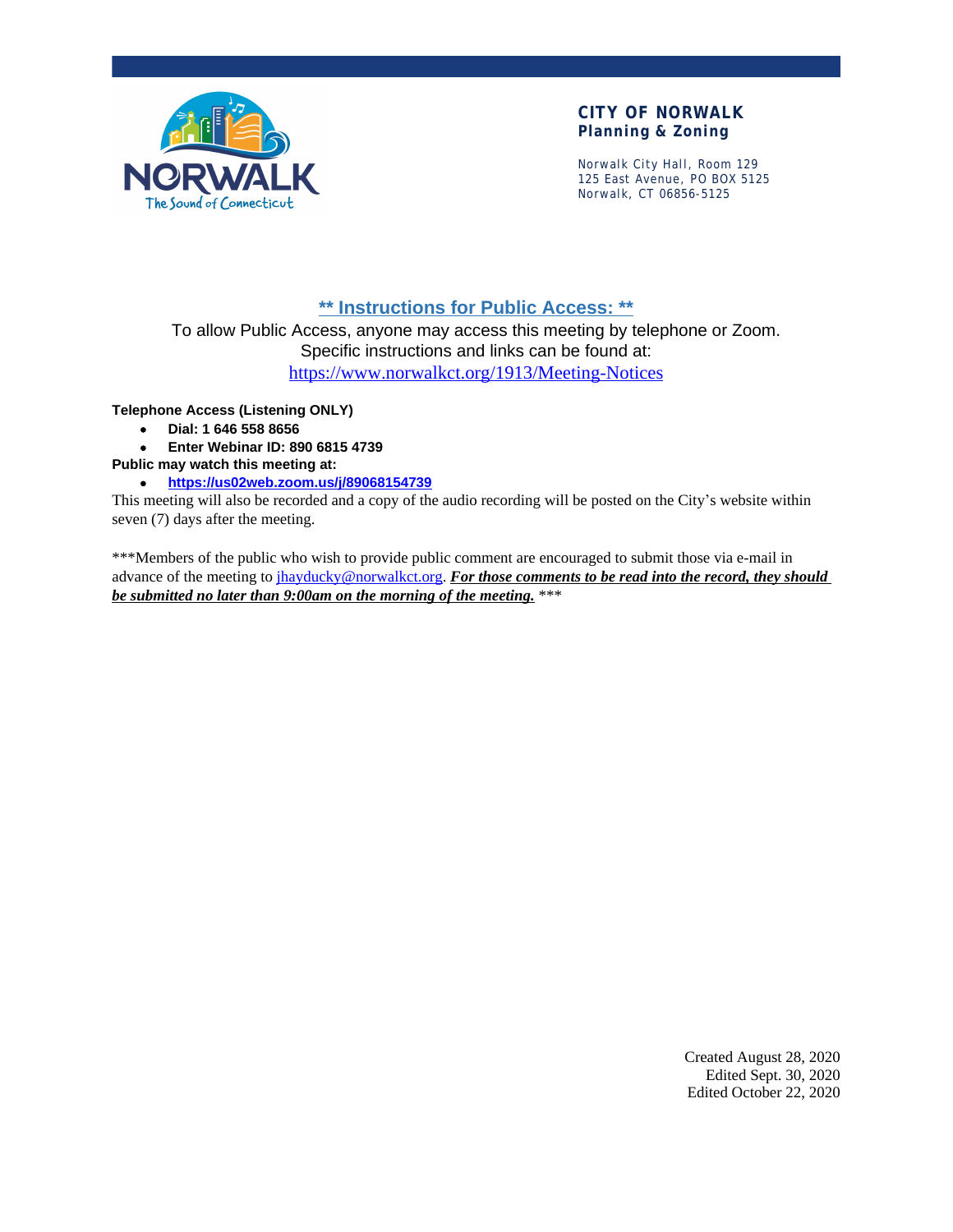**CITY OF NORWALK**
**Planning & Zoning**

Norwalk City Hall, Room 129
125 East Avenue, PO BOX 5125
Norwalk, CT 06856-5125

## ** Instructions for Public Access: **

To allow Public Access, anyone may access this meeting by telephone or Zoom.
Specific instructions and links can be found at:
https://www.norwalkct.org/1913/Meeting-Notices

**Telephone Access (Listening ONLY)**

- **Dial: 1 646 558 8656**
- **Enter Webinar ID: 890 6815 4739**

**Public may watch this meeting at:**

- **https://us02web.zoom.us/j/89068154739**

This meeting will also be recorded and a copy of the audio recording will be posted on the City's website within seven (7) days after the meeting.

***Members of the public who wish to provide public comment are encouraged to submit those via e-mail in advance of the meeting to jhayducky@norwalkct.org. ***For those comments to be read into the record, they should be submitted no later than 9:00am on the morning of the meeting.*** ***

Created August 28, 2020
Edited Sept. 30, 2020
Edited October 22, 2020